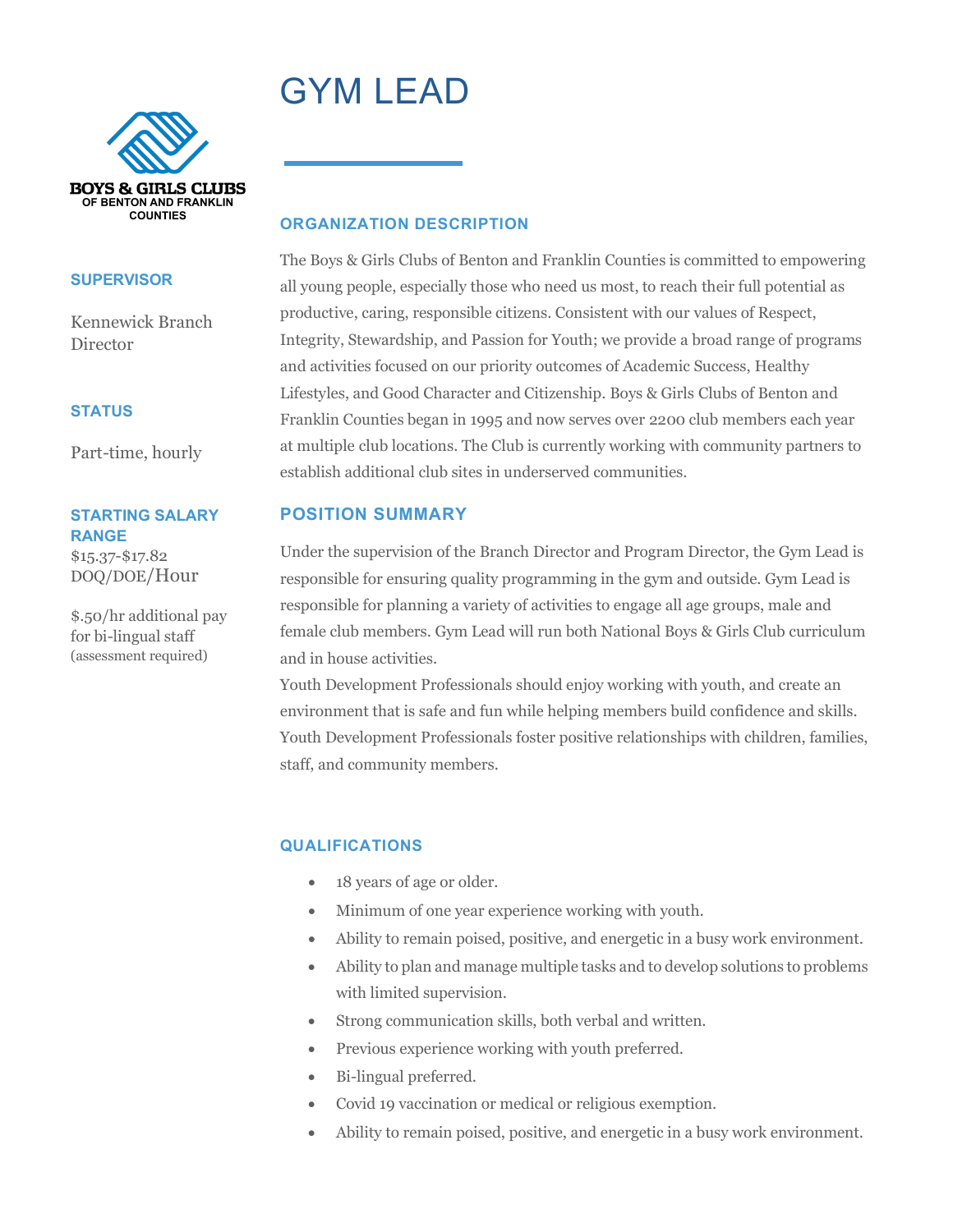# GYM LEAD

BOYS & GIRLS CLUBS
OF BENTON AND FRANKLIN COUNTIES

### SUPERVISOR

Kennewick Branch Director

### STATUS

Part-time, hourly

### STARTING SALARY RANGE

$15.37-$17.82 DOQ/DOE/Hour

$.50/hr additional pay for bi-lingual staff (assessment required)

## ORGANIZATION DESCRIPTION

The Boys & Girls Clubs of Benton and Franklin Counties is committed to empowering all young people, especially those who need us most, to reach their full potential as productive, caring, responsible citizens. Consistent with our values of Respect, Integrity, Stewardship, and Passion for Youth; we provide a broad range of programs and activities focused on our priority outcomes of Academic Success, Healthy Lifestyles, and Good Character and Citizenship. Boys & Girls Clubs of Benton and Franklin Counties began in 1995 and now serves over 2200 club members each year at multiple club locations. The Club is currently working with community partners to establish additional club sites in underserved communities.

## POSITION SUMMARY

Under the supervision of the Branch Director and Program Director, the Gym Lead is responsible for ensuring quality programming in the gym and outside. Gym Lead is responsible for planning a variety of activities to engage all age groups, male and female club members. Gym Lead will run both National Boys & Girls Club curriculum and in house activities.

Youth Development Professionals should enjoy working with youth, and create an environment that is safe and fun while helping members build confidence and skills. Youth Development Professionals foster positive relationships with children, families, staff, and community members.

## QUALIFICATIONS

- 18 years of age or older.
- Minimum of one year experience working with youth.
- Ability to remain poised, positive, and energetic in a busy work environment.
- Ability to plan and manage multiple tasks and to develop solutions to problems with limited supervision.
- Strong communication skills, both verbal and written.
- Previous experience working with youth preferred.
- Bi-lingual preferred.
- Covid 19 vaccination or medical or religious exemption.
- Ability to remain poised, positive, and energetic in a busy work environment.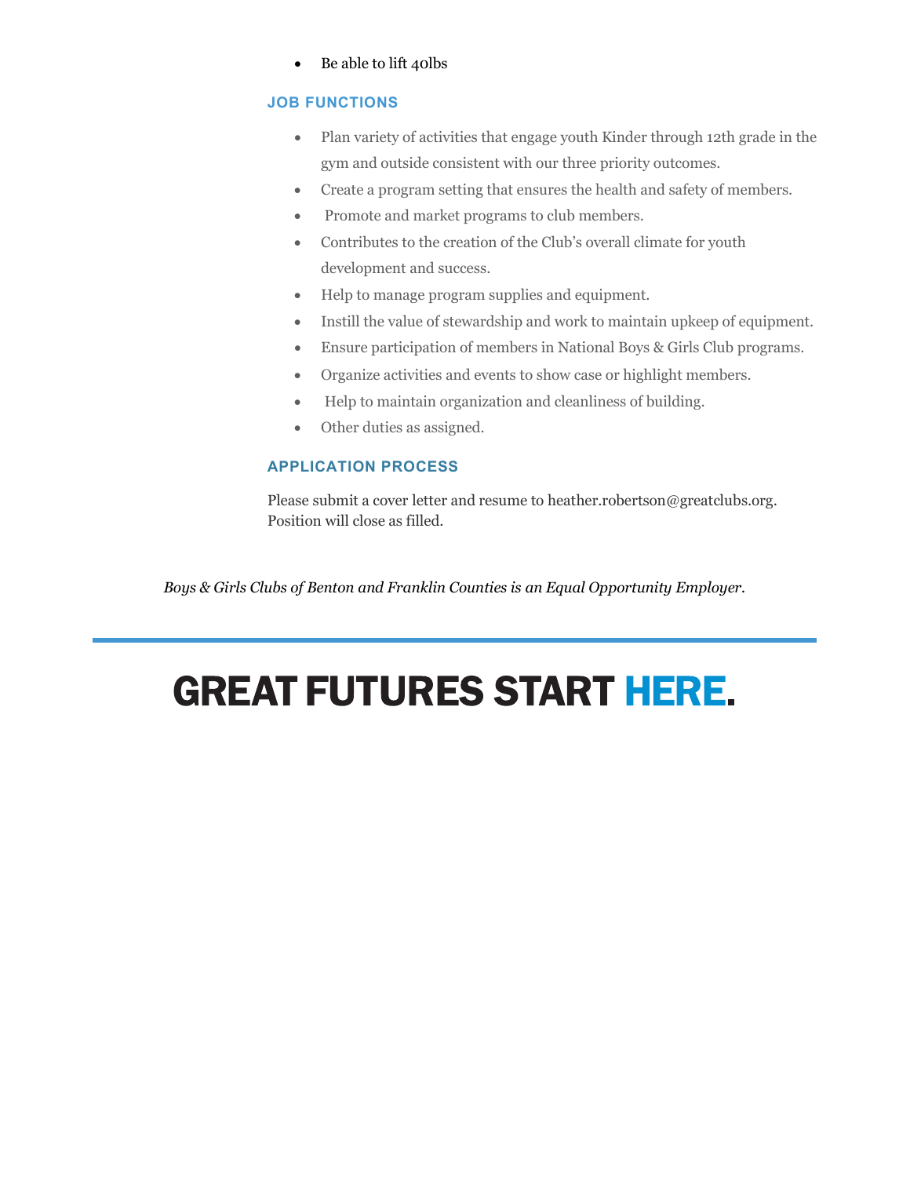- Be able to lift 40lbs

## JOB FUNCTIONS

- Plan variety of activities that engage youth Kinder through 12th grade in the gym and outside consistent with our three priority outcomes.
- Create a program setting that ensures the health and safety of members.
- Promote and market programs to club members.
- Contributes to the creation of the Club's overall climate for youth development and success.
- Help to manage program supplies and equipment.
- Instill the value of stewardship and work to maintain upkeep of equipment.
- Ensure participation of members in National Boys & Girls Club programs.
- Organize activities and events to show case or highlight members.
- Help to maintain organization and cleanliness of building.
- Other duties as assigned.

## APPLICATION PROCESS

Please submit a cover letter and resume to heather.robertson@greatclubs.org. Position will close as filled.

*Boys & Girls Clubs of Benton and Franklin Counties is an Equal Opportunity Employer.*

---

# GREAT FUTURES START HERE.